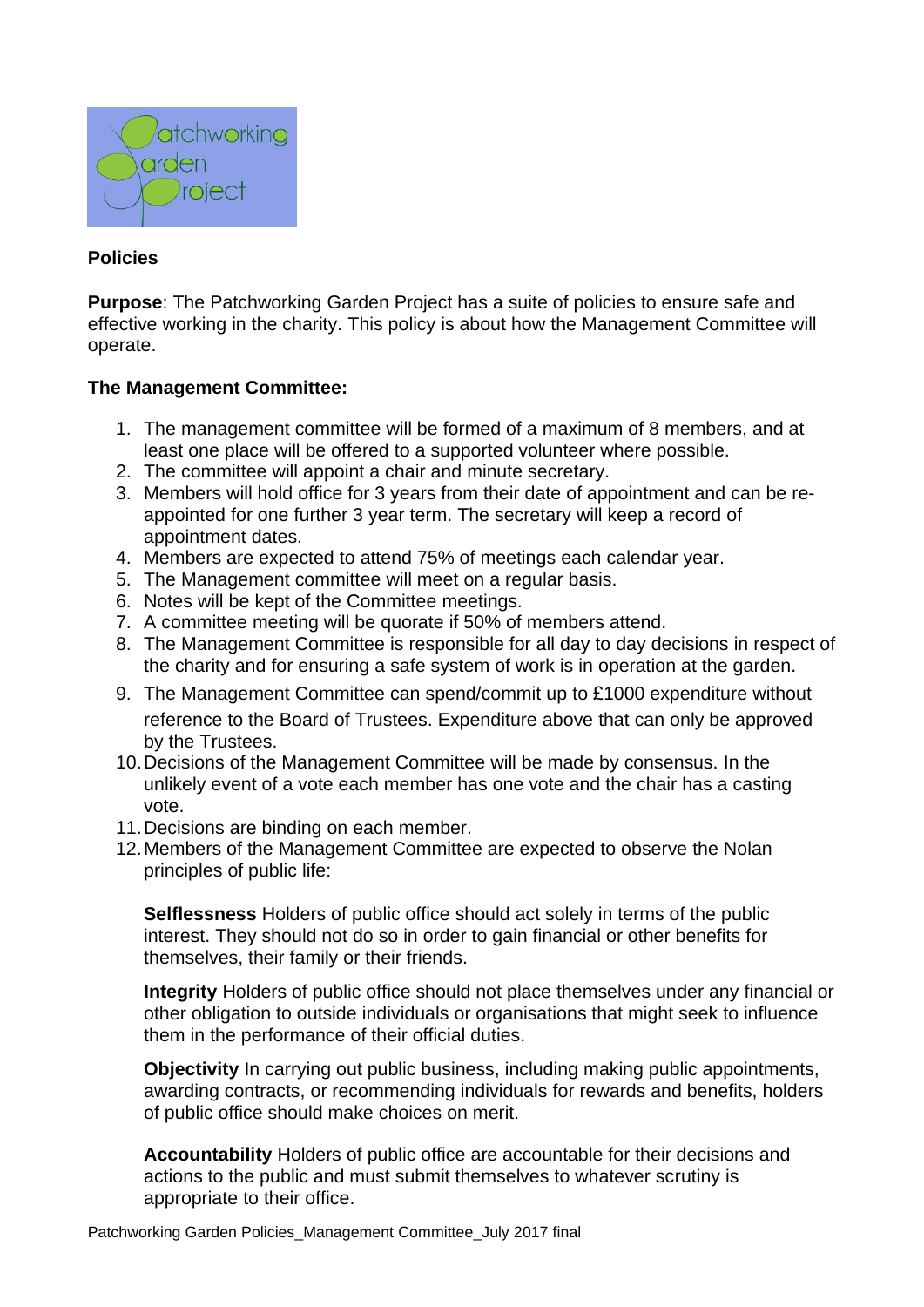**Policies**

**Purpose**: The Patchworking Garden Project has a suite of policies to ensure safe and effective working in the charity. This policy is about how the Management Committee will operate.

**The Management Committee:**

1. The management committee will be formed of a maximum of 8 members, and at least one place will be offered to a supported volunteer where possible.
2. The committee will appoint a chair and minute secretary.
3. Members will hold office for 3 years from their date of appointment and can be re-appointed for one further 3 year term. The secretary will keep a record of appointment dates.
4. Members are expected to attend 75% of meetings each calendar year.
5. The Management committee will meet on a regular basis.
6. Notes will be kept of the Committee meetings.
7. A committee meeting will be quorate if 50% of members attend.
8. The Management Committee is responsible for all day to day decisions in respect of the charity and for ensuring a safe system of work is in operation at the garden.
9. The Management Committee can spend/commit up to £1000 expenditure without reference to the Board of Trustees. Expenditure above that can only be approved by the Trustees.
10. Decisions of the Management Committee will be made by consensus. In the unlikely event of a vote each member has one vote and the chair has a casting vote.
11. Decisions are binding on each member.
12. Members of the Management Committee are expected to observe the Nolan principles of public life:

    **Selflessness** Holders of public office should act solely in terms of the public interest. They should not do so in order to gain financial or other benefits for themselves, their family or their friends.

    **Integrity** Holders of public office should not place themselves under any financial or other obligation to outside individuals or organisations that might seek to influence them in the performance of their official duties.

    **Objectivity** In carrying out public business, including making public appointments, awarding contracts, or recommending individuals for rewards and benefits, holders of public office should make choices on merit.

    **Accountability** Holders of public office are accountable for their decisions and actions to the public and must submit themselves to whatever scrutiny is appropriate to their office.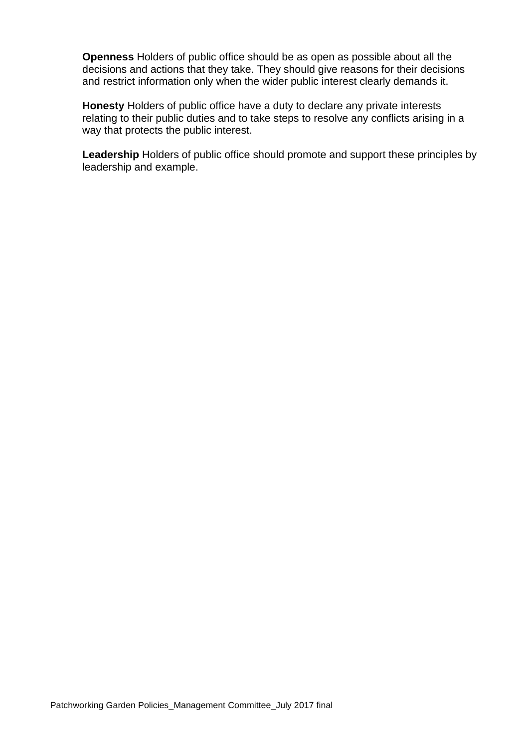**Openness** Holders of public office should be as open as possible about all the decisions and actions that they take. They should give reasons for their decisions and restrict information only when the wider public interest clearly demands it.

**Honesty** Holders of public office have a duty to declare any private interests relating to their public duties and to take steps to resolve any conflicts arising in a way that protects the public interest.

**Leadership** Holders of public office should promote and support these principles by leadership and example.